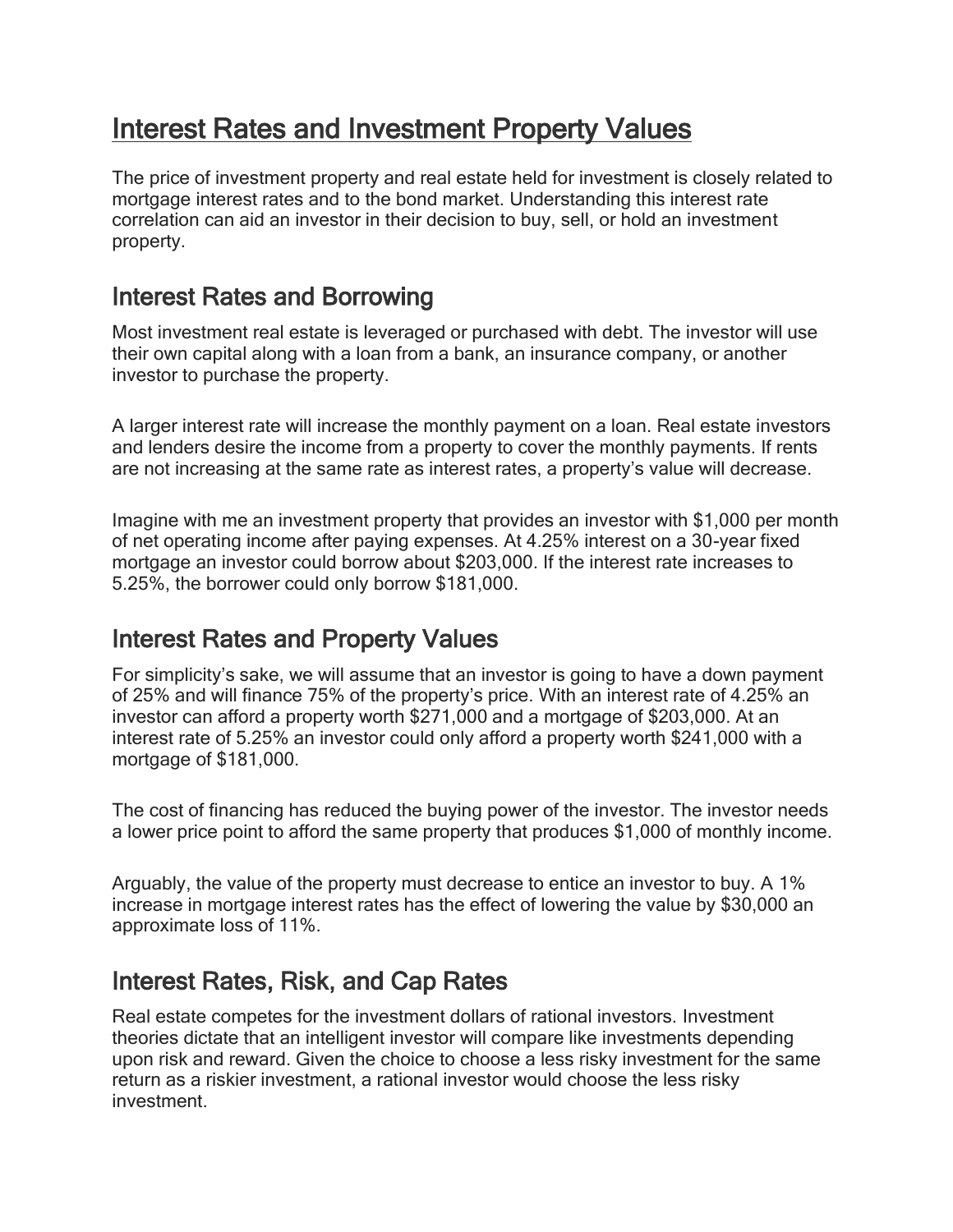# Interest Rates and Investment Property Values

The price of investment property and real estate held for investment is closely related to mortgage interest rates and to the bond market. Understanding this interest rate correlation can aid an investor in their decision to buy, sell, or hold an investment property.

## Interest Rates and Borrowing

Most investment real estate is leveraged or purchased with debt. The investor will use their own capital along with a loan from a bank, an insurance company, or another investor to purchase the property.

A larger interest rate will increase the monthly payment on a loan. Real estate investors and lenders desire the income from a property to cover the monthly payments. If rents are not increasing at the same rate as interest rates, a property's value will decrease.

Imagine with me an investment property that provides an investor with $1,000 per month of net operating income after paying expenses. At 4.25% interest on a 30-year fixed mortgage an investor could borrow about $203,000. If the interest rate increases to 5.25%, the borrower could only borrow $181,000.

## Interest Rates and Property Values

For simplicity's sake, we will assume that an investor is going to have a down payment of 25% and will finance 75% of the property's price. With an interest rate of 4.25% an investor can afford a property worth $271,000 and a mortgage of $203,000. At an interest rate of 5.25% an investor could only afford a property worth $241,000 with a mortgage of $181,000.

The cost of financing has reduced the buying power of the investor. The investor needs a lower price point to afford the same property that produces $1,000 of monthly income.

Arguably, the value of the property must decrease to entice an investor to buy. A 1% increase in mortgage interest rates has the effect of lowering the value by $30,000 an approximate loss of 11%.

## Interest Rates, Risk, and Cap Rates

Real estate competes for the investment dollars of rational investors. Investment theories dictate that an intelligent investor will compare like investments depending upon risk and reward. Given the choice to choose a less risky investment for the same return as a riskier investment, a rational investor would choose the less risky investment.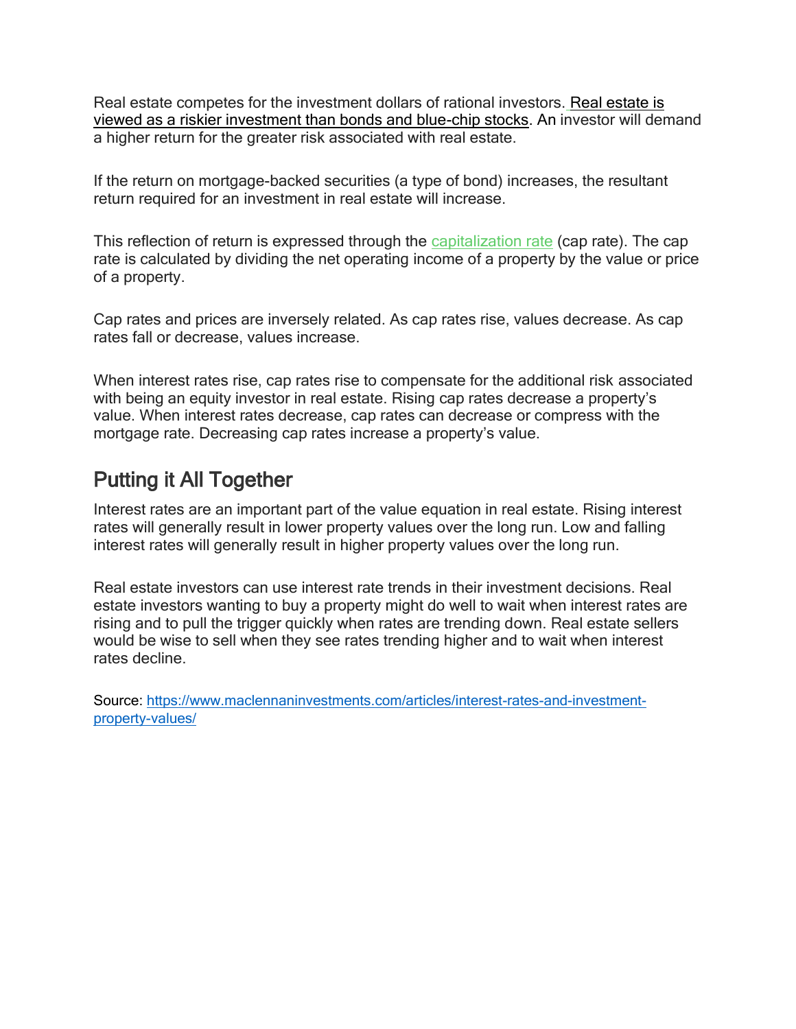Real estate competes for the investment dollars of rational investors. Real estate is viewed as a riskier investment than bonds and blue-chip stocks. An investor will demand a higher return for the greater risk associated with real estate.

If the return on mortgage-backed securities (a type of bond) increases, the resultant return required for an investment in real estate will increase.

This reflection of return is expressed through the capitalization rate (cap rate). The cap rate is calculated by dividing the net operating income of a property by the value or price of a property.

Cap rates and prices are inversely related. As cap rates rise, values decrease. As cap rates fall or decrease, values increase.

When interest rates rise, cap rates rise to compensate for the additional risk associated with being an equity investor in real estate. Rising cap rates decrease a property's value. When interest rates decrease, cap rates can decrease or compress with the mortgage rate. Decreasing cap rates increase a property's value.

## Putting it All Together

Interest rates are an important part of the value equation in real estate. Rising interest rates will generally result in lower property values over the long run. Low and falling interest rates will generally result in higher property values over the long run.

Real estate investors can use interest rate trends in their investment decisions. Real estate investors wanting to buy a property might do well to wait when interest rates are rising and to pull the trigger quickly when rates are trending down. Real estate sellers would be wise to sell when they see rates trending higher and to wait when interest rates decline.

Source: https://www.maclennaninvestments.com/articles/interest-rates-and-investment-property-values/